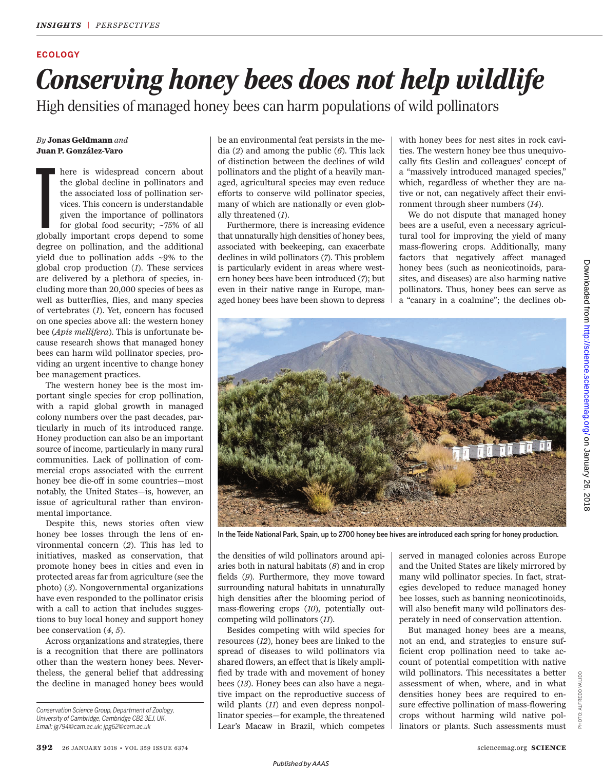ECOLOGY

# Conserving honey bees does not help wildlife

High densities of managed honey bees can harm populations of wild pollinators

*By* **Jonas Geldmann** *and* **Juan P. González-Varo**

There is widespread concern about the global decline in pollinators and the associated loss of pollination services. This concern is understandable given the importance of pollinators for global food security; ~75% of all globally important crops depend to some degree on pollination, and the additional yield due to pollination adds ~9% to the global crop production (*1*). These services are delivered by a plethora of species, including more than 20,000 species of bees as well as butterflies, flies, and many species of vertebrates (*1*). Yet, concern has focused on one species above all: the western honey bee (*Apis mellifera*). This is unfortunate because research shows that managed honey bees can harm wild pollinator species, providing an urgent incentive to change honey bee management practices.

The western honey bee is the most important single species for crop pollination, with a rapid global growth in managed colony numbers over the past decades, particularly in much of its introduced range. Honey production can also be an important source of income, particularly in many rural communities. Lack of pollination of commercial crops associated with the current honey bee die-off in some countries—most notably, the United States—is, however, an issue of agricultural rather than environmental importance.

Despite this, news stories often view honey bee losses through the lens of environmental concern (*2*). This has led to initiatives, masked as conservation, that promote honey bees in cities and even in protected areas far from agriculture (see the photo) (*3*). Nongovernmental organizations have even responded to the pollinator crisis with a call to action that includes suggestions to buy local honey and support honey bee conservation (*4*, *5*).

Across organizations and strategies, there is a recognition that there are pollinators other than the western honey bees. Nevertheless, the general belief that addressing the decline in managed honey bees would be an environmental feat persists in the media (*2*) and among the public (*6*). This lack of distinction between the declines of wild pollinators and the plight of a heavily managed, agricultural species may even reduce efforts to conserve wild pollinator species, many of which are nationally or even globally threatened (*1*).

Furthermore, there is increasing evidence that unnaturally high densities of honey bees, associated with beekeeping, can exacerbate declines in wild pollinators (*7*). This problem is particularly evident in areas where western honey bees have been introduced (*7*); but even in their native range in Europe, managed honey bees have been shown to depress the densities of wild pollinators around apiaries both in natural habitats (*8*) and in crop fields (*9*). Furthermore, they move toward surrounding natural habitats in unnaturally high densities after the blooming period of mass-flowering crops (*10*), potentially outcompeting wild pollinators (*11*).

Besides competing with wild species for resources (*12*), honey bees are linked to the spread of diseases to wild pollinators via shared flowers, an effect that is likely amplified by trade with and movement of honey bees (*13*). Honey bees can also have a negative impact on the reproductive success of wild plants (*11*) and even depress nonpollinator species—for example, the threatened Lear's Macaw in Brazil, which competes with honey bees for nest sites in rock cavities. The western honey bee thus unequivocally fits Geslin and colleagues' concept of a "massively introduced managed species," which, regardless of whether they are native or not, can negatively affect their environment through sheer numbers (*14*).

We do not dispute that managed honey bees are a useful, even a necessary agricultural tool for improving the yield of many mass-flowering crops. Additionally, many factors that negatively affect managed honey bees (such as neonicotinoids, parasites, and diseases) are also harming native pollinators. Thus, honey bees can serve as a "canary in a coalmine"; the declines observed in managed colonies across Europe and the United States are likely mirrored by many wild pollinator species. In fact, strategies developed to reduce managed honey bee losses, such as banning neonicotinoids, will also benefit many wild pollinators desperately in need of conservation attention.

But managed honey bees are a means, not an end, and strategies to ensure sufficient crop pollination need to take account of potential competition with native wild pollinators. This necessitates a better assessment of when, where, and in what densities honey bees are required to ensure effective pollination of mass-flowering crops without harming wild native pollinators or plants. Such assessments must

In the Teide National Park, Spain, up to 2700 honey bee hives are introduced each spring for honey production.

PHOTO: ALFREDO VALIDO

*Conservation Science Group, Department of Zoology, University of Cambridge, Cambridge CB2 3EJ, UK. Email: jg794@cam.ac.uk; jpg62@cam.ac.uk*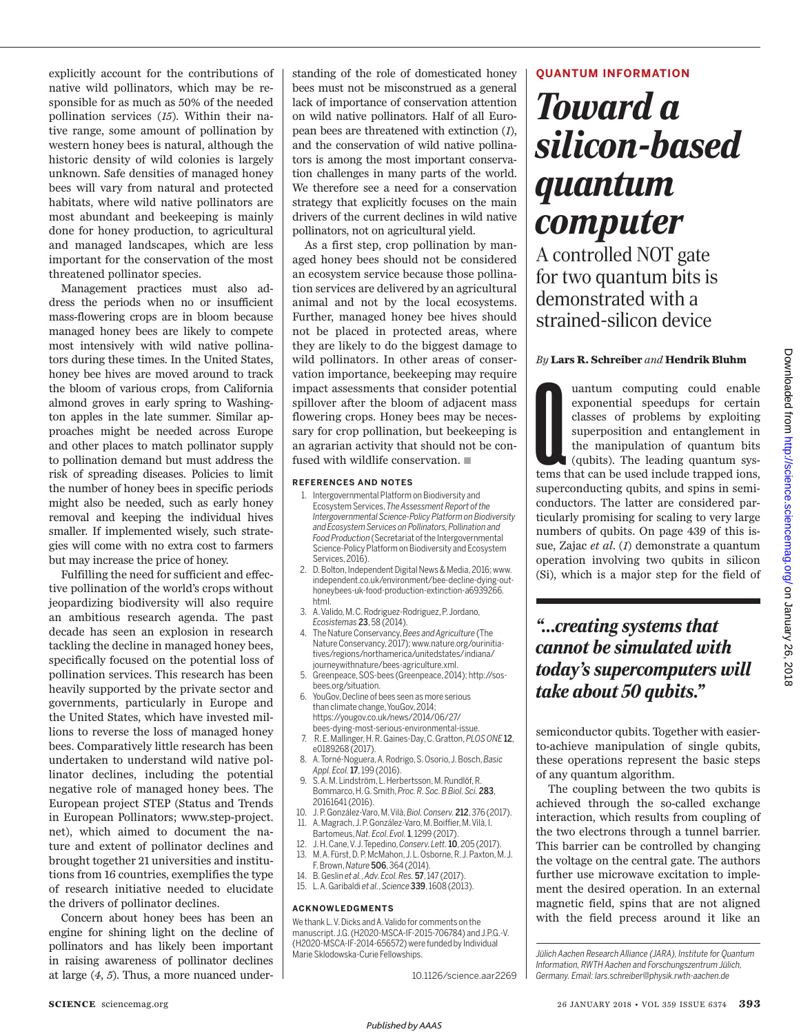explicitly account for the contributions of native wild pollinators, which may be responsible for as much as 50% of the needed pollination services (*15*). Within their native range, some amount of pollination by western honey bees is natural, although the historic density of wild colonies is largely unknown. Safe densities of managed honey bees will vary from natural and protected habitats, where wild native pollinators are most abundant and beekeeping is mainly done for honey production, to agricultural and managed landscapes, which are less important for the conservation of the most threatened pollinator species.

Management practices must also address the periods when no or insufficient mass-flowering crops are in bloom because managed honey bees are likely to compete most intensively with wild native pollinators during these times. In the United States, honey bee hives are moved around to track the bloom of various crops, from California almond groves in early spring to Washington apples in the late summer. Similar approaches might be needed across Europe and other places to match pollinator supply to pollination demand but must address the risk of spreading diseases. Policies to limit the number of honey bees in specific periods might also be needed, such as early honey removal and keeping the individual hives smaller. If implemented wisely, such strategies will come with no extra cost to farmers but may increase the price of honey.

Fulfilling the need for sufficient and effective pollination of the world's crops without jeopardizing biodiversity will also require an ambitious research agenda. The past decade has seen an explosion in research tackling the decline in managed honey bees, specifically focused on the potential loss of pollination services. This research has been heavily supported by the private sector and governments, particularly in Europe and the United States, which have invested millions to reverse the loss of managed honey bees. Comparatively little research has been undertaken to understand wild native pollinator declines, including the potential negative role of managed honey bees. The European project STEP (Status and Trends in European Pollinators; www.step-project.net), which aimed to document the nature and extent of pollinator declines and brought together 21 universities and institutions from 16 countries, exemplifies the type of research initiative needed to elucidate the drivers of pollinator declines.

Concern about honey bees has been an engine for shining light on the decline of pollinators and has likely been important in raising awareness of pollinator declines at large (*4*, *5*). Thus, a more nuanced understanding of the role of domesticated honey bees must not be misconstrued as a general lack of importance of conservation attention on wild native pollinators. Half of all European bees are threatened with extinction (*1*), and the conservation of wild native pollinators is among the most important conservation challenges in many parts of the world. We therefore see a need for a conservation strategy that explicitly focuses on the main drivers of the current declines in wild native pollinators, not on agricultural yield.

As a first step, crop pollination by managed honey bees should not be considered an ecosystem service because those pollination services are delivered by an agricultural animal and not by the local ecosystems. Further, managed honey bee hives should not be placed in protected areas, where they are likely to do the biggest damage to wild pollinators. In other areas of conservation importance, beekeeping may require impact assessments that consider potential spillover after the bloom of adjacent mass flowering crops. Honey bees may be necessary for crop pollination, but beekeeping is an agrarian activity that should not be confused with wildlife conservation. ■

**REFERENCES AND NOTES**

1. Intergovernmental Platform on Biodiversity and Ecosystem Services, *The Assessment Report of the Intergovernmental Science-Policy Platform on Biodiversity and Ecosystem Services on Pollinators, Pollination and Food Production* (Secretariat of the Intergovernmental Science-Policy Platform on Biodiversity and Ecosystem Services, 2016).
2. D. Bolton, Independent Digital News & Media, 2016; www.independent.co.uk/environment/bee-decline-dying-out-honeybees-uk-food-production-extinction-a6939266.html.
3. A. Valido, M. C. Rodriguez-Rodriguez, P. Jordano, *Ecosistemas* **23**, 58 (2014).
4. The Nature Conservancy, *Bees and Agriculture* (The Nature Conservancy, 2017); www.nature.org/ourinitiatives/regions/northamerica/unitedstates/indiana/journeywithnature/bees-agriculture.xml.
5. Greenpeace, SOS-bees (Greenpeace, 2014); http://sos-bees.org/situation.
6. YouGov, Decline of bees seen as more serious than climate change, YouGov, 2014; https://yougov.co.uk/news/2014/06/27/bees-dying-most-serious-environmental-issue.
7. R. E. Mallinger, H. R. Gaines-Day, C. Gratton, *PLOS ONE* **12**, e0189268 (2017).
8. A. Torné-Noguera, A. Rodrigo, S. Osorio, J. Bosch, *Basic Appl. Ecol.* **17**, 199 (2016).
9. S. A. M. Lindström, L. Herbertsson, M. Rundlöf, R. Bommarco, H. G. Smith, *Proc. R. Soc. B Biol. Sci.* **283**, 20161641 (2016).
10. J. P. González-Varo, M. Vilà, *Biol. Conserv.* **212**, 376 (2017).
11. A. Magrach, J. P. González-Varo, M. Boiffier, M. Vilà, I. Bartomeus, *Nat. Ecol. Evol.* **1**, 1299 (2017).
12. J. H. Cane, V. J. Tepedino, *Conserv. Lett.* **10**, 205 (2017).
13. M. A. Fürst, D. P. McMahon, J. L. Osborne, R. J. Paxton, M. J. F. Brown, *Nature* **506**, 364 (2014).
14. B. Geslin *et al.*, *Adv. Ecol. Res.* **57**, 147 (2017).
15. L. A. Garibaldi *et al.*, *Science* **339**, 1608 (2013).

**ACKNOWLEDGMENTS**

We thank L. V. Dicks and A. Valido for comments on the manuscript. J.G. (H2020-MSCA-IF-2015-706784) and J.P.G.-V. (H2020-MSCA-IF-2014-656572) were funded by Individual Marie Sklodowska-Curie Fellowships.

10.1126/science.aar2269

**QUANTUM INFORMATION**

# *Toward a silicon-based quantum computer*

## A controlled NOT gate for two quantum bits is demonstrated with a strained-silicon device

*By* **Lars R. Schreiber** *and* **Hendrik Bluhm**

Quantum computing could enable exponential speedups for certain classes of problems by exploiting superposition and entanglement in the manipulation of quantum bits (qubits). The leading quantum systems that can be used include trapped ions, superconducting qubits, and spins in semiconductors. The latter are considered particularly promising for scaling to very large numbers of qubits. On page 439 of this issue, Zajac *et al.* (*1*) demonstrate a quantum operation involving two qubits in silicon (Si), which is a major step for the field of semiconductor qubits. Together with easier-to-achieve manipulation of single qubits, these operations represent the basic steps of any quantum algorithm.

> ***"...creating systems that cannot be simulated with today's supercomputers will take about 50 qubits."***

The coupling between the two qubits is achieved through the so-called exchange interaction, which results from coupling of the two electrons through a tunnel barrier. This barrier can be controlled by changing the voltage on the central gate. The authors further use microwave excitation to implement the desired operation. In an external magnetic field, spins that are not aligned with the field precess around it like an

*Jülich Aachen Research Alliance (JARA), Institute for Quantum Information, RWTH Aachen and Forschungszentrum Jülich, Germany. Email: lars.schreiber@physik.rwth-aachen.de*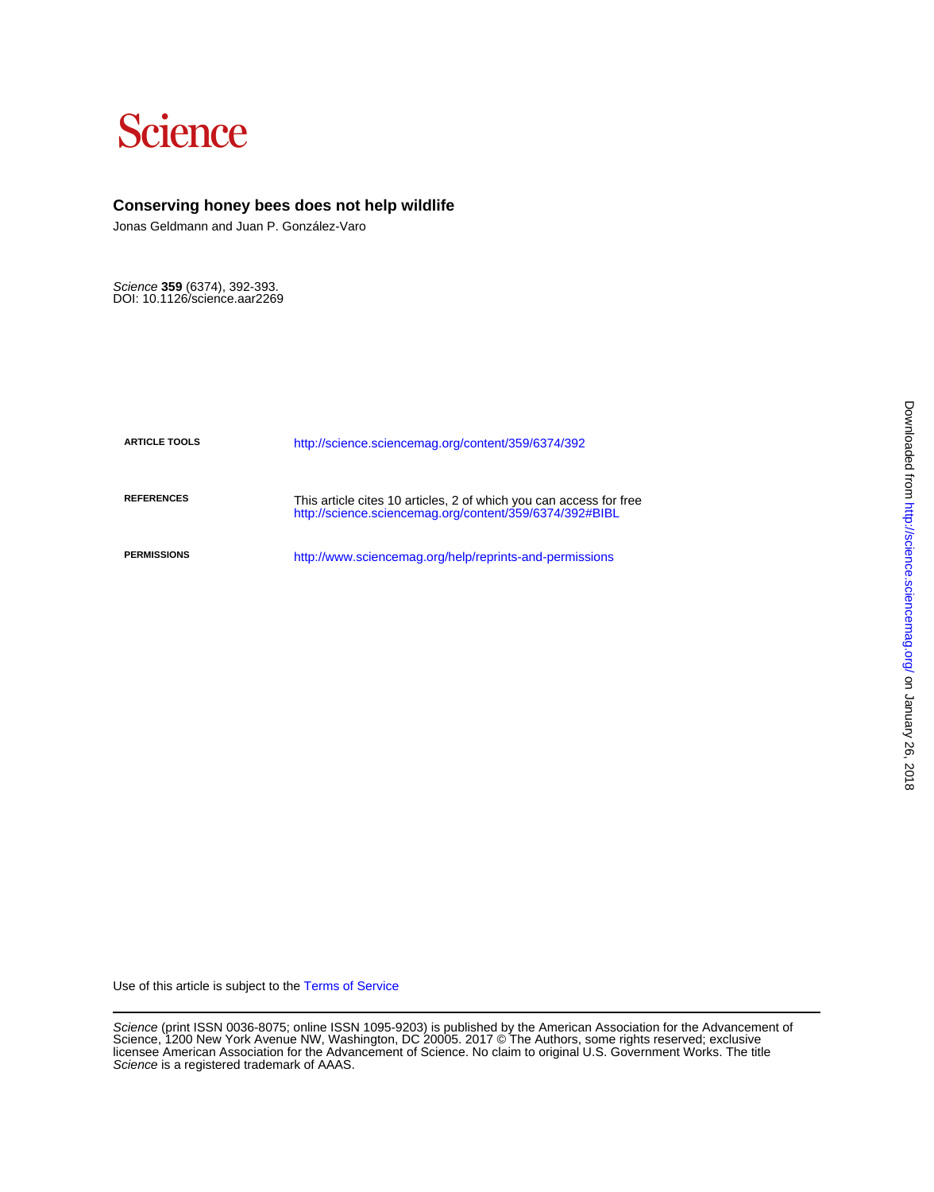# Science

## Conserving honey bees does not help wildlife

Jonas Geldmann and Juan P. González-Varo

*Science* **359** (6374), 392-393.
DOI: 10.1126/science.aar2269

| | |
|---|---|
| **ARTICLE TOOLS** | http://science.sciencemag.org/content/359/6374/392 |
| **REFERENCES** | This article cites 10 articles, 2 of which you can access for free http://science.sciencemag.org/content/359/6374/392#BIBL |
| **PERMISSIONS** | http://www.sciencemag.org/help/reprints-and-permissions |

Use of this article is subject to the Terms of Service

*Science* (print ISSN 0036-8075; online ISSN 1095-9203) is published by the American Association for the Advancement of Science, 1200 New York Avenue NW, Washington, DC 20005. 2017 © The Authors, some rights reserved; exclusive licensee American Association for the Advancement of Science. No claim to original U.S. Government Works. The title *Science* is a registered trademark of AAAS.

Downloaded from http://science.sciencemag.org/ on January 26, 2018